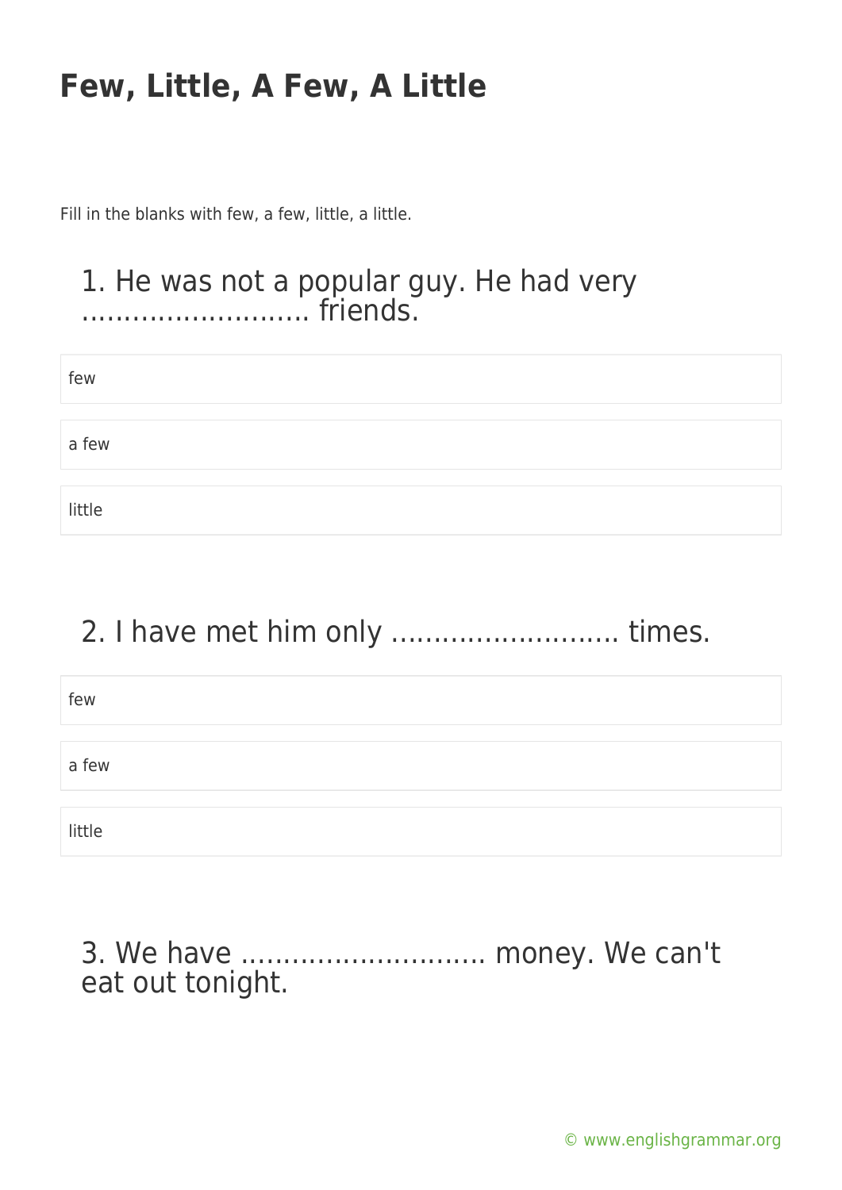# Few, Little, A Few, A Little

Fill in the blanks with few, a few, little, a little.

## 1. He was not a popular guy. He had very ……………………… friends.

- few
- a few
- little

## 2. I have met him only ……………………… times.

- few
- a few
- little

## 3. We have ……………………….. money. We can't eat out tonight.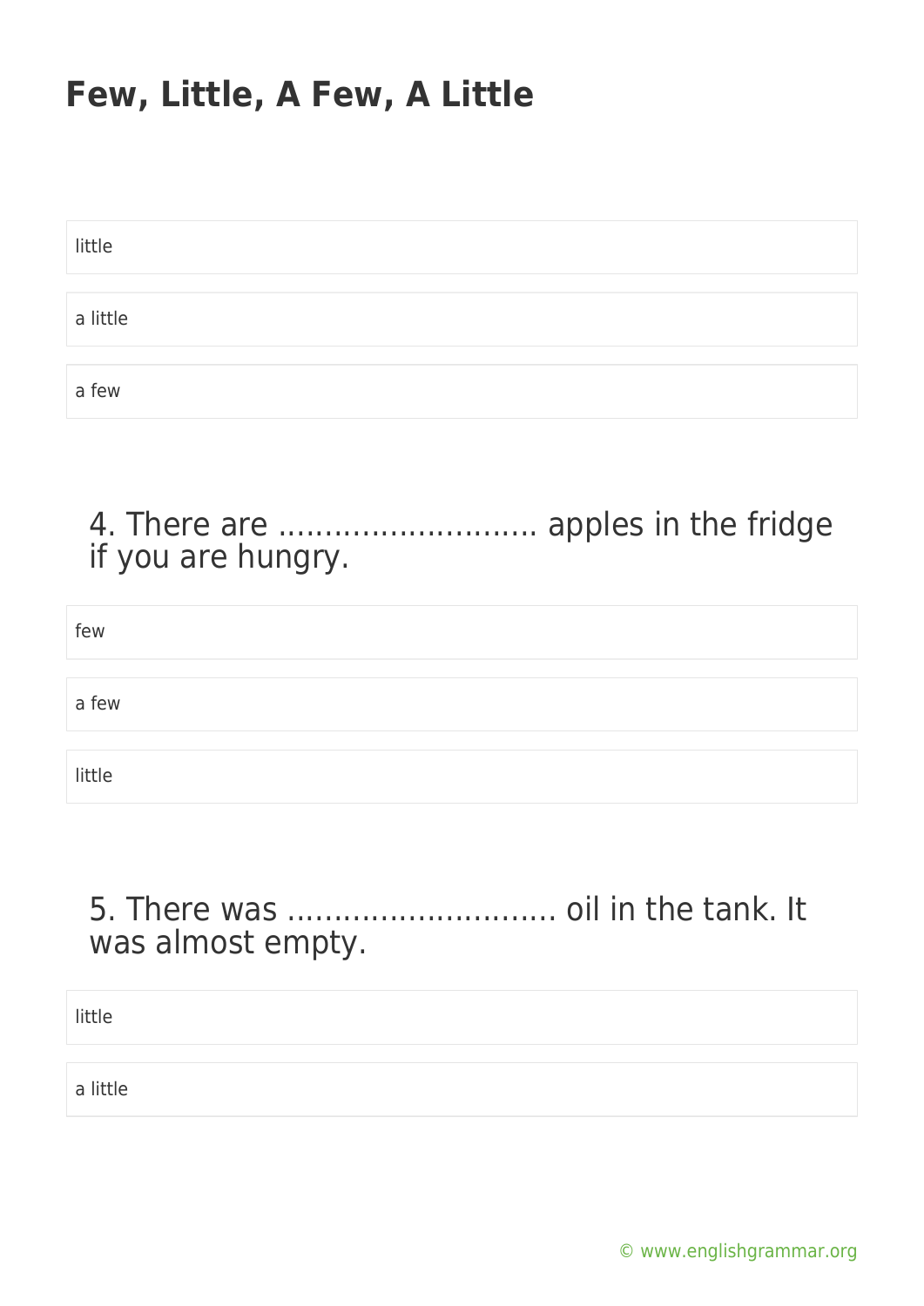# Few, Little, A Few, A Little

little

a little

a few

## 4. There are ……………………… apples in the fridge if you are hungry.

few

a few

little

## 5. There was ……………………….. oil in the tank. It was almost empty.

little

a little

© www.englishgrammar.org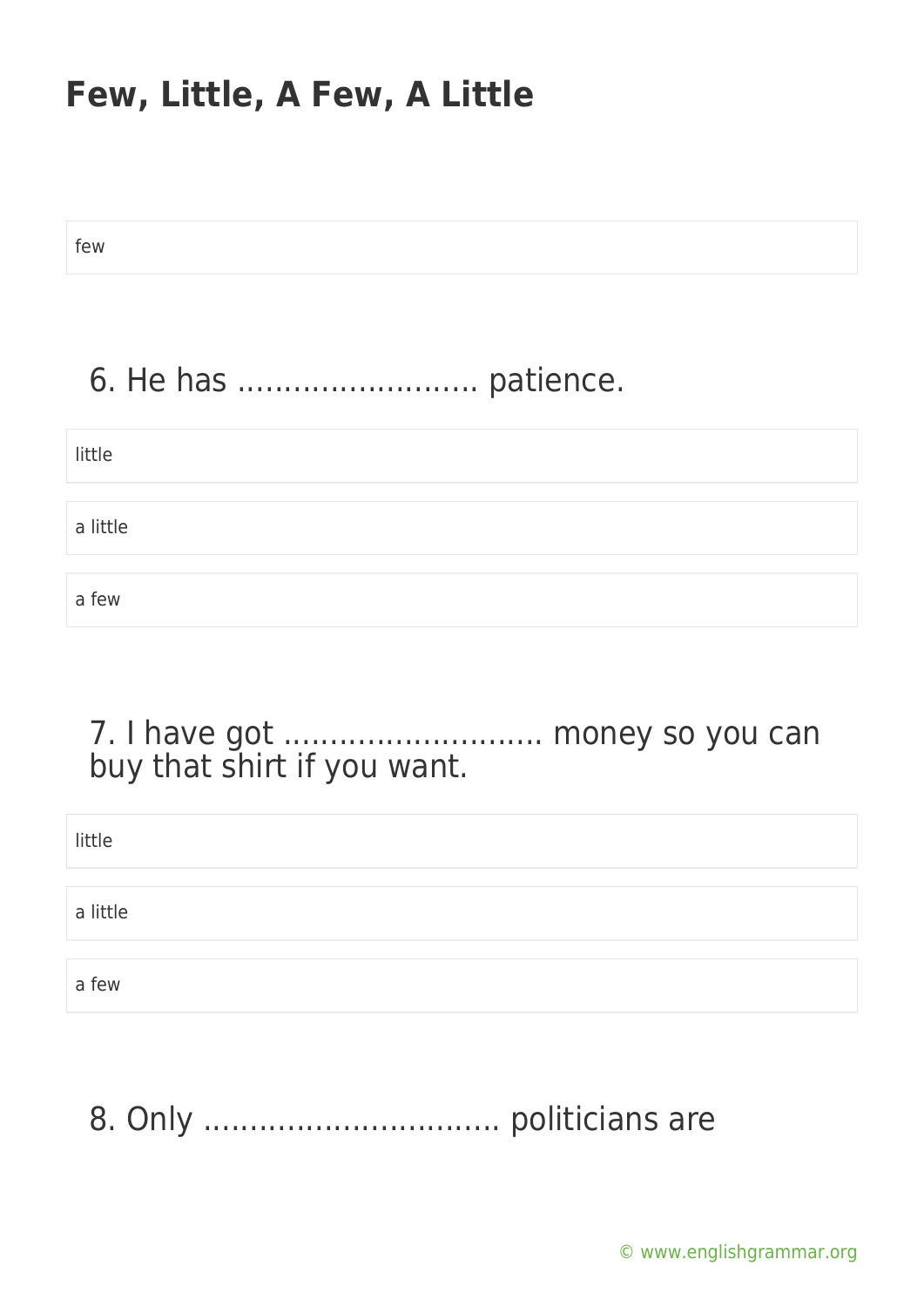few

6. He has ……………………. patience.

little

a little

a few

7. I have got ………………………. money so you can buy that shirt if you want.

little

a little

a few

8. Only ………………………….. politicians are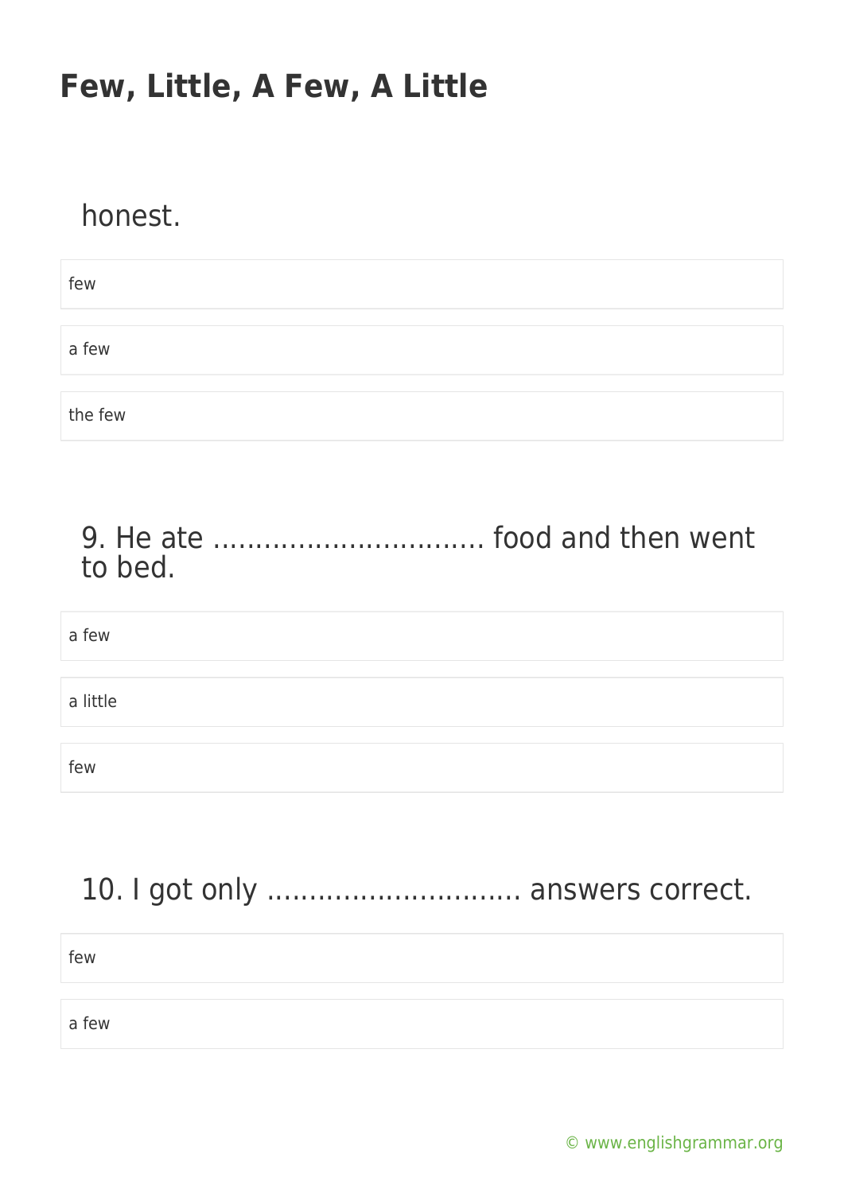honest.

- few
- a few
- the few

9. He ate ................................ food and then went to bed.

- a few
- a little
- few

10. I got only .............................. answers correct.

- few
- a few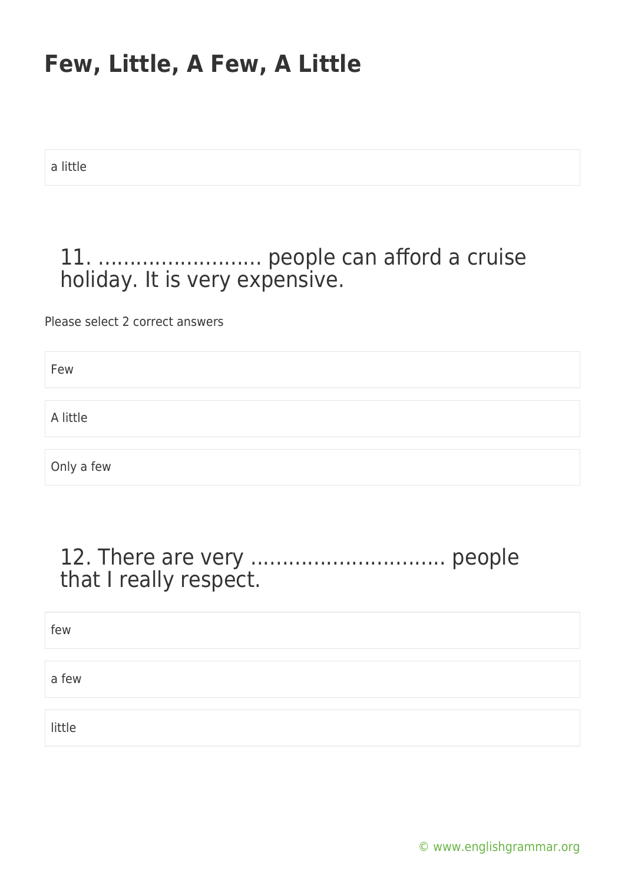a little

## 11. .......................... people can afford a cruise holiday. It is very expensive.

Please select 2 correct answers

Few

A little

Only a few

## 12. There are very ............................... people that I really respect.

few

a few

little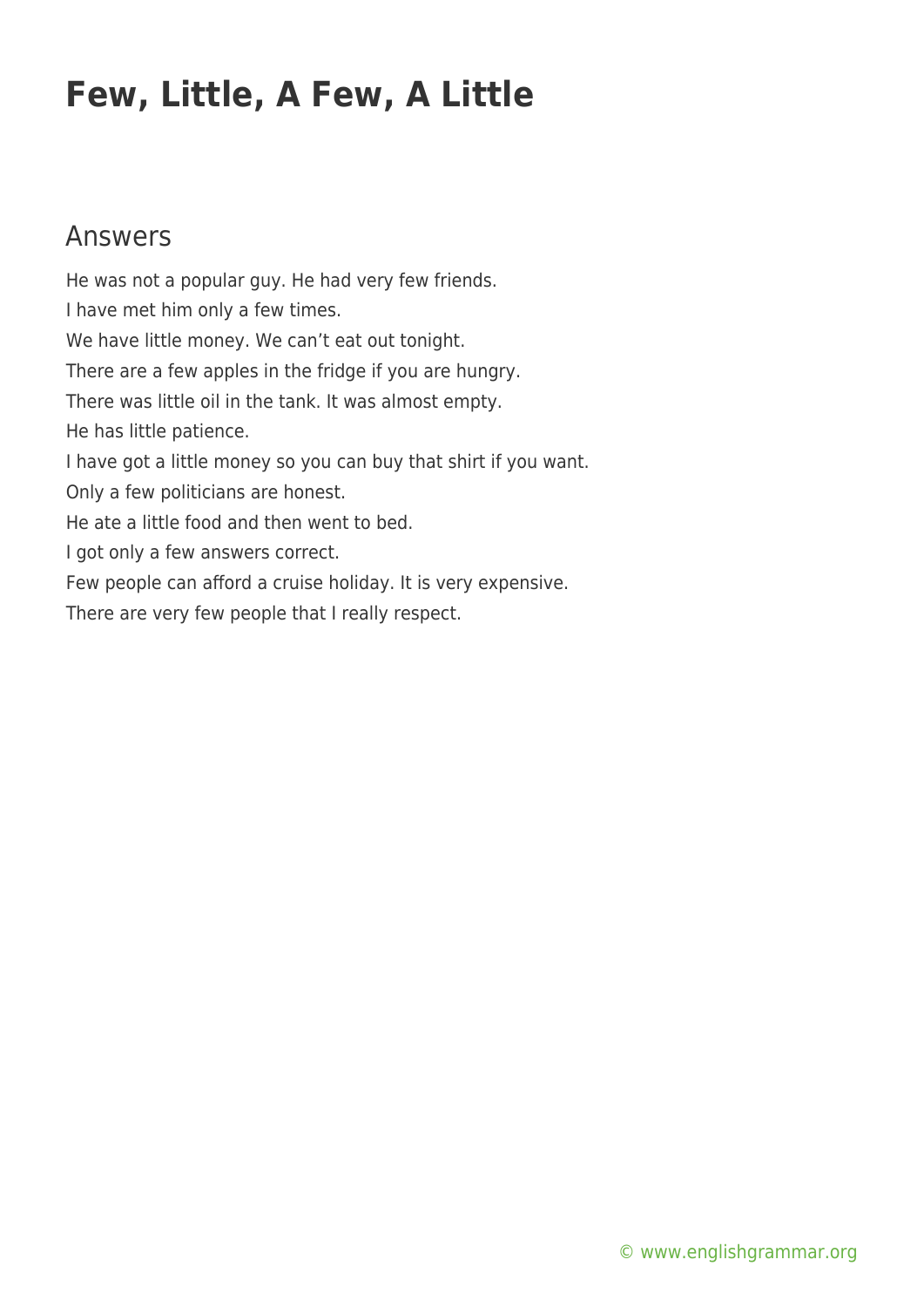# Few, Little, A Few, A Little

## Answers

He was not a popular guy. He had very few friends.

I have met him only a few times.

We have little money. We can't eat out tonight.

There are a few apples in the fridge if you are hungry.

There was little oil in the tank. It was almost empty.

He has little patience.

I have got a little money so you can buy that shirt if you want.

Only a few politicians are honest.

He ate a little food and then went to bed.

I got only a few answers correct.

Few people can afford a cruise holiday. It is very expensive.

There are very few people that I really respect.